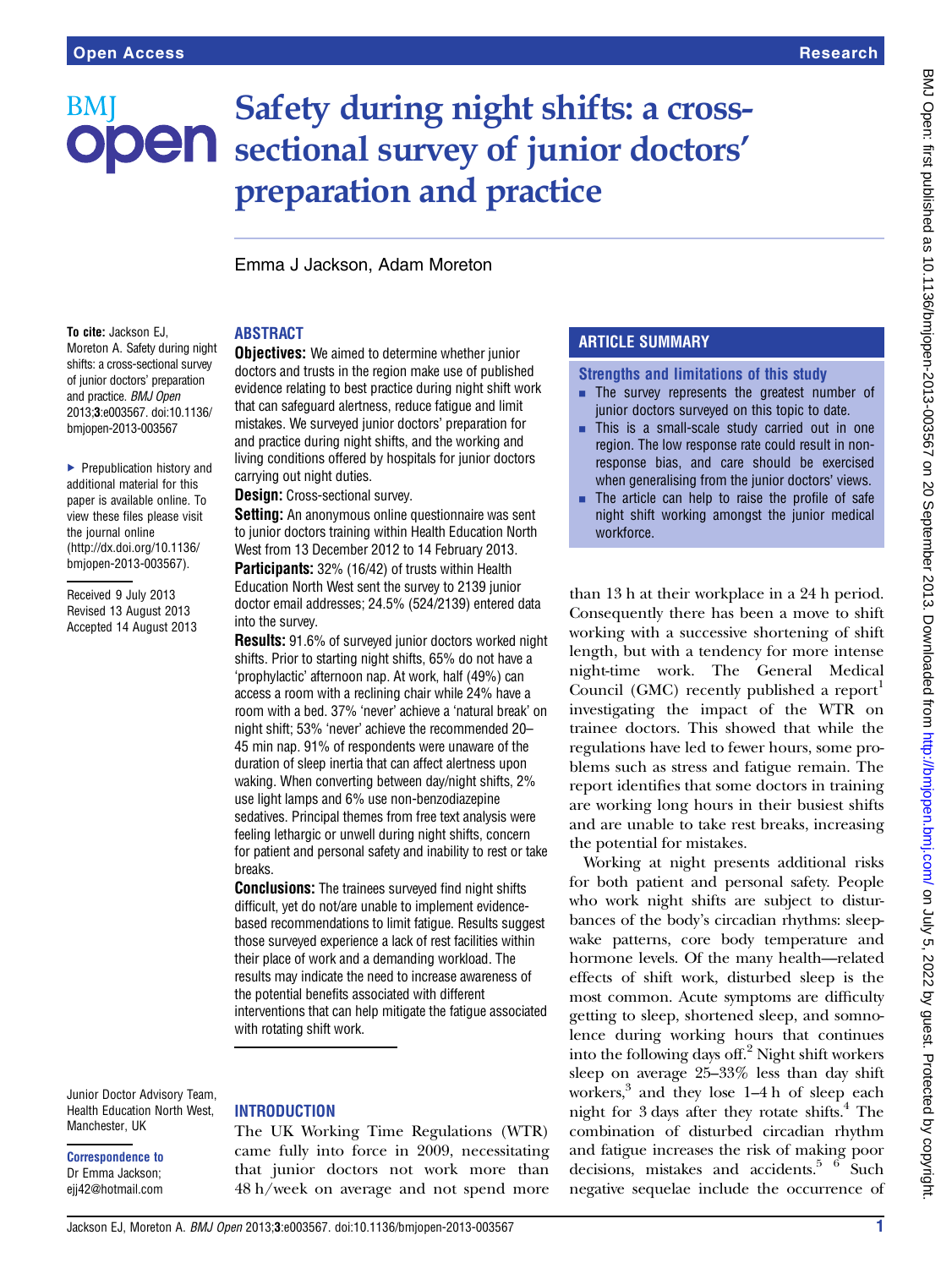# Safety during night shifts: a cross-sectional survey of junior doctors' preparation and practice

Emma J Jackson, Adam Moreton

**To cite:** Jackson EJ, Moreton A. Safety during night shifts: a cross-sectional survey of junior doctors' preparation and practice. *BMJ Open* 2013;**3**:e003567. doi:10.1136/bmjopen-2013-003567

▸ Prepublication history and additional material for this paper is available online. To view these files please visit the journal online (http://dx.doi.org/10.1136/bmjopen-2013-003567).

Received 9 July 2013
Revised 13 August 2013
Accepted 14 August 2013

Junior Doctor Advisory Team, Health Education North West, Manchester, UK

**Correspondence to**
Dr Emma Jackson; ejj42@hotmail.com

## ABSTRACT

**Objectives:** We aimed to determine whether junior doctors and trusts in the region make use of published evidence relating to best practice during night shift work that can safeguard alertness, reduce fatigue and limit mistakes. We surveyed junior doctors' preparation for and practice during night shifts, and the working and living conditions offered by hospitals for junior doctors carrying out night duties.

**Design:** Cross-sectional survey.

**Setting:** An anonymous online questionnaire was sent to junior doctors training within Health Education North West from 13 December 2012 to 14 February 2013.

**Participants:** 32% (16/42) of trusts within Health Education North West sent the survey to 2139 junior doctor email addresses; 24.5% (524/2139) entered data into the survey.

**Results:** 91.6% of surveyed junior doctors worked night shifts. Prior to starting night shifts, 65% do not have a 'prophylactic' afternoon nap. At work, half (49%) can access a room with a reclining chair while 24% have a room with a bed. 37% 'never' achieve a 'natural break' on night shift; 53% 'never' achieve the recommended 20–45 min nap. 91% of respondents were unaware of the duration of sleep inertia that can affect alertness upon waking. When converting between day/night shifts, 2% use light lamps and 6% use non-benzodiazepine sedatives. Principal themes from free text analysis were feeling lethargic or unwell during night shifts, concern for patient and personal safety and inability to rest or take breaks.

**Conclusions:** The trainees surveyed find night shifts difficult, yet do not/are unable to implement evidence-based recommendations to limit fatigue. Results suggest those surveyed experience a lack of rest facilities within their place of work and a demanding workload. The results may indicate the need to increase awareness of the potential benefits associated with different interventions that can help mitigate the fatigue associated with rotating shift work.

## ARTICLE SUMMARY

### Strengths and limitations of this study

- The survey represents the greatest number of junior doctors surveyed on this topic to date.
- This is a small-scale study carried out in one region. The low response rate could result in non-response bias, and care should be exercised when generalising from the junior doctors' views.
- The article can help to raise the profile of safe night shift working amongst the junior medical workforce.

## INTRODUCTION

The UK Working Time Regulations (WTR) came fully into force in 2009, necessitating that junior doctors not work more than 48 h/week on average and not spend more than 13 h at their workplace in a 24 h period. Consequently there has been a move to shift working with a successive shortening of shift length, but with a tendency for more intense night-time work. The General Medical Council (GMC) recently published a report[1] investigating the impact of the WTR on trainee doctors. This showed that while the regulations have led to fewer hours, some problems such as stress and fatigue remain. The report identifies that some doctors in training are working long hours in their busiest shifts and are unable to take rest breaks, increasing the potential for mistakes.

Working at night presents additional risks for both patient and personal safety. People who work night shifts are subject to disturbances of the body's circadian rhythms: sleep-wake patterns, core body temperature and hormone levels. Of the many health—related effects of shift work, disturbed sleep is the most common. Acute symptoms are difficulty getting to sleep, shortened sleep, and somnolence during working hours that continues into the following days off.[2] Night shift workers sleep on average 25–33% less than day shift workers,[3] and they lose 1–4 h of sleep each night for 3 days after they rotate shifts.[4] The combination of disturbed circadian rhythm and fatigue increases the risk of making poor decisions, mistakes and accidents.[5 6] Such negative sequelae include the occurrence of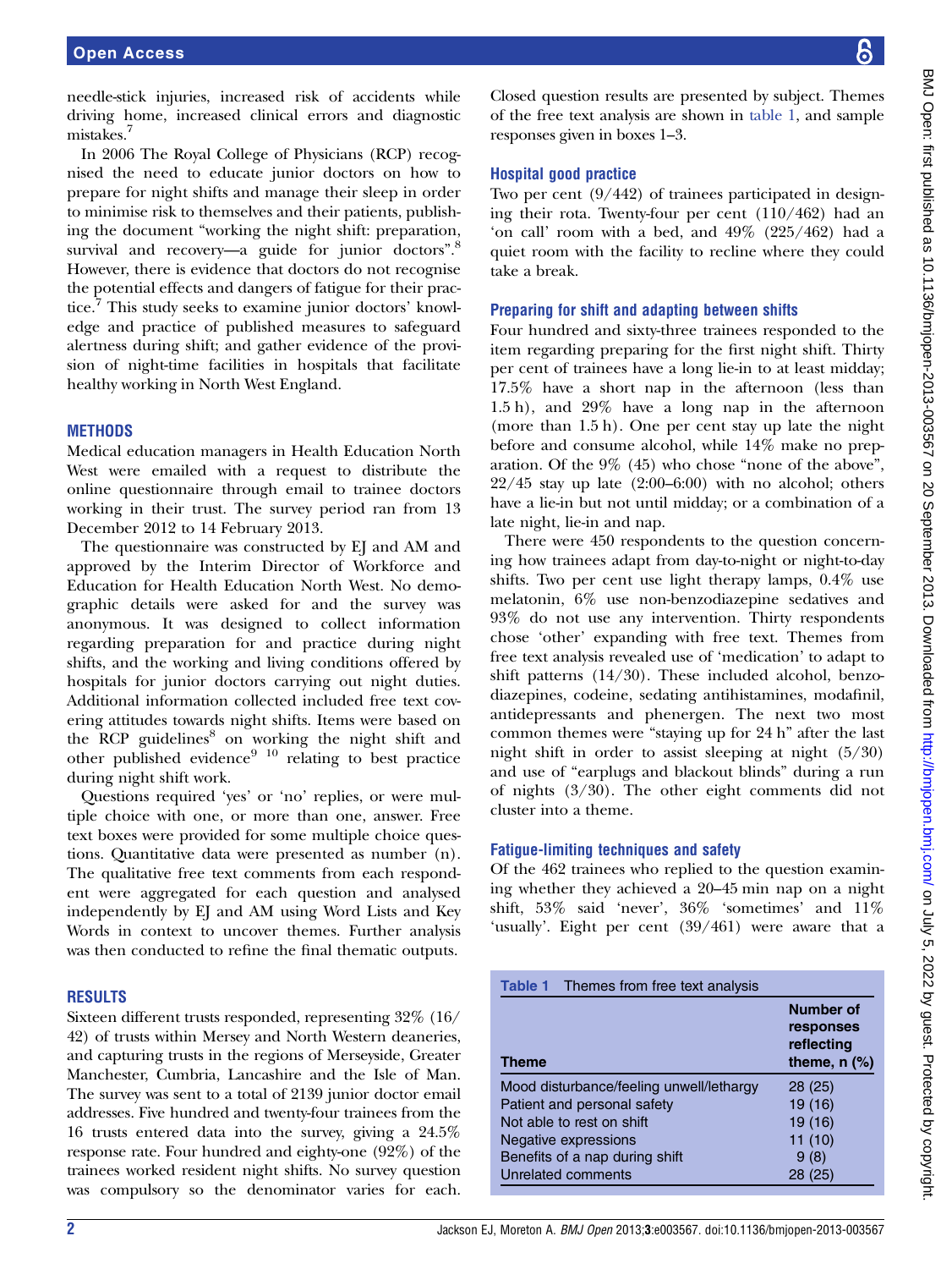needle-stick injuries, increased risk of accidents while driving home, increased clinical errors and diagnostic mistakes.[7]

In 2006 The Royal College of Physicians (RCP) recognised the need to educate junior doctors on how to prepare for night shifts and manage their sleep in order to minimise risk to themselves and their patients, publishing the document "working the night shift: preparation, survival and recovery—a guide for junior doctors".[8] However, there is evidence that doctors do not recognise the potential effects and dangers of fatigue for their practice.[7] This study seeks to examine junior doctors' knowledge and practice of published measures to safeguard alertness during shift; and gather evidence of the provision of night-time facilities in hospitals that facilitate healthy working in North West England.

## METHODS

Medical education managers in Health Education North West were emailed with a request to distribute the online questionnaire through email to trainee doctors working in their trust. The survey period ran from 13 December 2012 to 14 February 2013.

The questionnaire was constructed by EJ and AM and approved by the Interim Director of Workforce and Education for Health Education North West. No demographic details were asked for and the survey was anonymous. It was designed to collect information regarding preparation for and practice during night shifts, and the working and living conditions offered by hospitals for junior doctors carrying out night duties. Additional information collected included free text covering attitudes towards night shifts. Items were based on the RCP guidelines[8] on working the night shift and other published evidence[9,10] relating to best practice during night shift work.

Questions required 'yes' or 'no' replies, or were multiple choice with one, or more than one, answer. Free text boxes were provided for some multiple choice questions. Quantitative data were presented as number (n). The qualitative free text comments from each respondent were aggregated for each question and analysed independently by EJ and AM using Word Lists and Key Words in context to uncover themes. Further analysis was then conducted to refine the final thematic outputs.

## RESULTS

Sixteen different trusts responded, representing 32% (16/42) of trusts within Mersey and North Western deaneries, and capturing trusts in the regions of Merseyside, Greater Manchester, Cumbria, Lancashire and the Isle of Man. The survey was sent to a total of 2139 junior doctor email addresses. Five hundred and twenty-four trainees from the 16 trusts entered data into the survey, giving a 24.5% response rate. Four hundred and eighty-one (92%) of the trainees worked resident night shifts. No survey question was compulsory so the denominator varies for each. Closed question results are presented by subject. Themes of the free text analysis are shown in table 1, and sample responses given in boxes 1–3.

### Hospital good practice

Two per cent (9/442) of trainees participated in designing their rota. Twenty-four per cent (110/462) had an 'on call' room with a bed, and 49% (225/462) had a quiet room with the facility to recline where they could take a break.

### Preparing for shift and adapting between shifts

Four hundred and sixty-three trainees responded to the item regarding preparing for the first night shift. Thirty per cent of trainees have a long lie-in to at least midday; 17.5% have a short nap in the afternoon (less than 1.5 h), and 29% have a long nap in the afternoon (more than 1.5 h). One per cent stay up late the night before and consume alcohol, while 14% make no preparation. Of the 9% (45) who chose "none of the above", 22/45 stay up late (2:00–6:00) with no alcohol; others have a lie-in but not until midday; or a combination of a late night, lie-in and nap.

There were 450 respondents to the question concerning how trainees adapt from day-to-night or night-to-day shifts. Two per cent use light therapy lamps, 0.4% use melatonin, 6% use non-benzodiazepine sedatives and 93% do not use any intervention. Thirty respondents chose 'other' expanding with free text. Themes from free text analysis revealed use of 'medication' to adapt to shift patterns (14/30). These included alcohol, benzodiazepines, codeine, sedating antihistamines, modafinil, antidepressants and phenergen. The next two most common themes were "staying up for 24 h" after the last night shift in order to assist sleeping at night (5/30) and use of "earplugs and blackout blinds" during a run of nights (3/30). The other eight comments did not cluster into a theme.

### Fatigue-limiting techniques and safety

Of the 462 trainees who replied to the question examining whether they achieved a 20–45 min nap on a night shift, 53% said 'never', 36% 'sometimes' and 11% 'usually'. Eight per cent (39/461) were aware that a

**Table 1** Themes from free text analysis

| Theme | Number of responses reflecting theme, n (%) |
|---|---|
| Mood disturbance/feeling unwell/lethargy | 28 (25) |
| Patient and personal safety | 19 (16) |
| Not able to rest on shift | 19 (16) |
| Negative expressions | 11 (10) |
| Benefits of a nap during shift | 9 (8) |
| Unrelated comments | 28 (25) |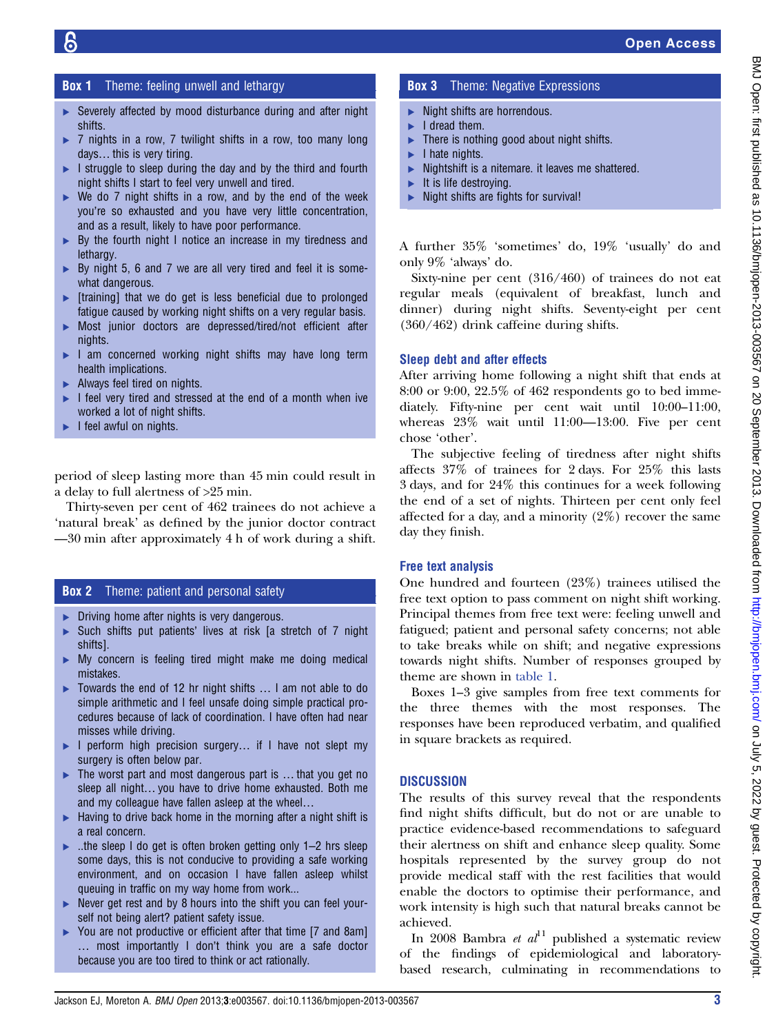### Box 1 Theme: feeling unwell and lethargy

- Severely affected by mood disturbance during and after night shifts.
- 7 nights in a row, 7 twilight shifts in a row, too many long days… this is very tiring.
- I struggle to sleep during the day and by the third and fourth night shifts I start to feel very unwell and tired.
- We do 7 night shifts in a row, and by the end of the week you're so exhausted and you have very little concentration, and as a result, likely to have poor performance.
- By the fourth night I notice an increase in my tiredness and lethargy.
- By night 5, 6 and 7 we are all very tired and feel it is somewhat dangerous.
- [training] that we do get is less beneficial due to prolonged fatigue caused by working night shifts on a very regular basis.
- Most junior doctors are depressed/tired/not efficient after nights.
- I am concerned working night shifts may have long term health implications.
- Always feel tired on nights.
- I feel very tired and stressed at the end of a month when ive worked a lot of night shifts.
- I feel awful on nights.

period of sleep lasting more than 45 min could result in a delay to full alertness of >25 min.

Thirty-seven per cent of 462 trainees do not achieve a 'natural break' as defined by the junior doctor contract—30 min after approximately 4 h of work during a shift.

### Box 2 Theme: patient and personal safety

- Driving home after nights is very dangerous.
- Such shifts put patients' lives at risk [a stretch of 7 night shifts].
- My concern is feeling tired might make me doing medical mistakes.
- Towards the end of 12 hr night shifts … I am not able to do simple arithmetic and I feel unsafe doing simple practical procedures because of lack of coordination. I have often had near misses while driving.
- I perform high precision surgery… if I have not slept my surgery is often below par.
- The worst part and most dangerous part is … that you get no sleep all night… you have to drive home exhausted. Both me and my colleague have fallen asleep at the wheel…
- Having to drive back home in the morning after a night shift is a real concern.
- ..the sleep I do get is often broken getting only 1–2 hrs sleep some days, this is not conducive to providing a safe working environment, and on occasion I have fallen asleep whilst queuing in traffic on my way home from work...
- Never get rest and by 8 hours into the shift you can feel yourself not being alert? patient safety issue.
- You are not productive or efficient after that time [7 and 8am] … most importantly I don't think you are a safe doctor because you are too tired to think or act rationally.

### Box 3 Theme: Negative Expressions

- Night shifts are horrendous.
- I dread them.
- There is nothing good about night shifts.
- I hate nights.
- Nightshift is a nitemare. it leaves me shattered.
- It is life destroying.
- Night shifts are fights for survival!

A further 35% 'sometimes' do, 19% 'usually' do and only 9% 'always' do.

Sixty-nine per cent (316/460) of trainees do not eat regular meals (equivalent of breakfast, lunch and dinner) during night shifts. Seventy-eight per cent (360/462) drink caffeine during shifts.

## Sleep debt and after effects

After arriving home following a night shift that ends at 8:00 or 9:00, 22.5% of 462 respondents go to bed immediately. Fifty-nine per cent wait until 10:00–11:00, whereas 23% wait until 11:00—13:00. Five per cent chose 'other'.

The subjective feeling of tiredness after night shifts affects 37% of trainees for 2 days. For 25% this lasts 3 days, and for 24% this continues for a week following the end of a set of nights. Thirteen per cent only feel affected for a day, and a minority (2%) recover the same day they finish.

## Free text analysis

One hundred and fourteen (23%) trainees utilised the free text option to pass comment on night shift working. Principal themes from free text were: feeling unwell and fatigued; patient and personal safety concerns; not able to take breaks while on shift; and negative expressions towards night shifts. Number of responses grouped by theme are shown in table 1.

Boxes 1–3 give samples from free text comments for the three themes with the most responses. The responses have been reproduced verbatim, and qualified in square brackets as required.

## DISCUSSION

The results of this survey reveal that the respondents find night shifts difficult, but do not or are unable to practice evidence-based recommendations to safeguard their alertness on shift and enhance sleep quality. Some hospitals represented by the survey group do not provide medical staff with the rest facilities that would enable the doctors to optimise their performance, and work intensity is high such that natural breaks cannot be achieved.

In 2008 Bambra *et al*[11] published a systematic review of the findings of epidemiological and laboratory-based research, culminating in recommendations to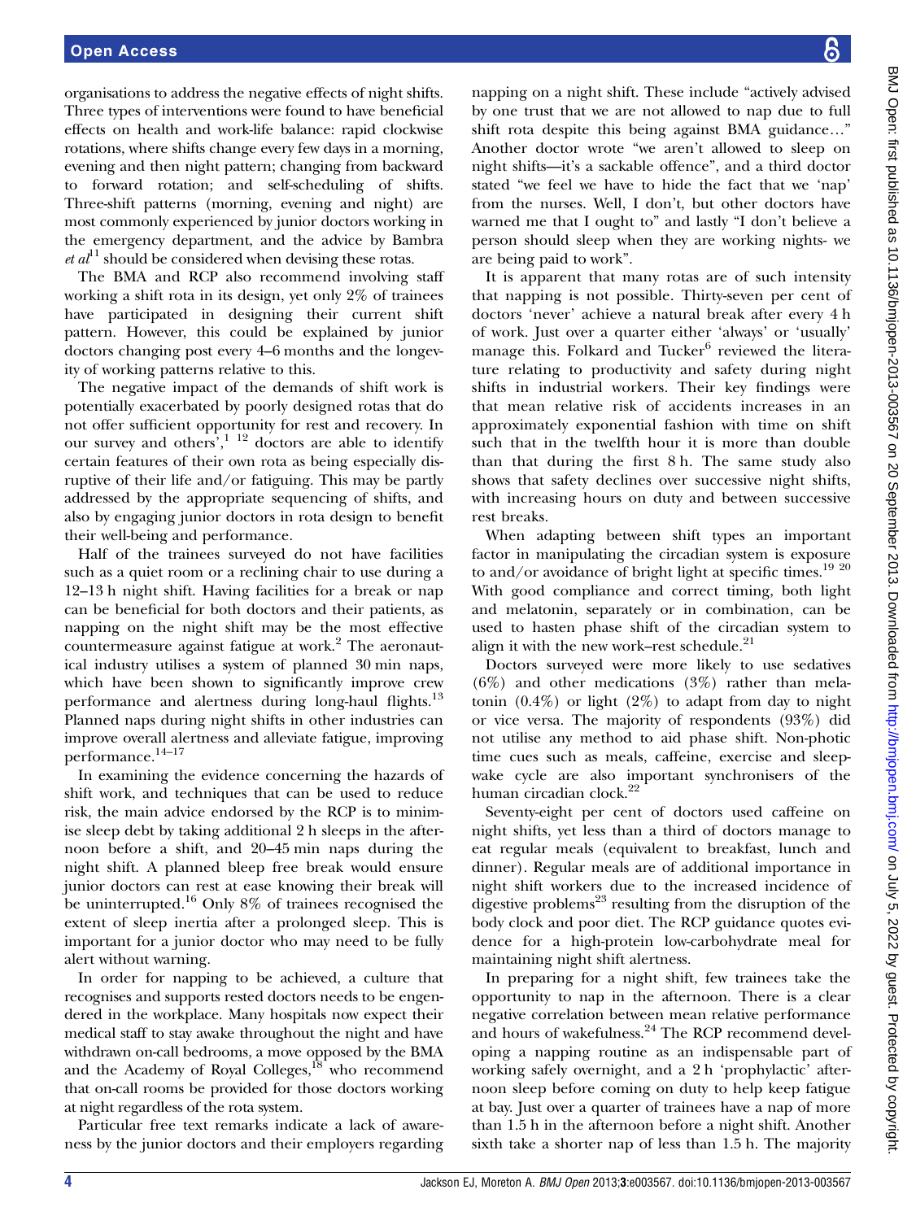organisations to address the negative effects of night shifts. Three types of interventions were found to have beneficial effects on health and work-life balance: rapid clockwise rotations, where shifts change every few days in a morning, evening and then night pattern; changing from backward to forward rotation; and self-scheduling of shifts. Three-shift patterns (morning, evening and night) are most commonly experienced by junior doctors working in the emergency department, and the advice by Bambra *et al*[11] should be considered when devising these rotas.

The BMA and RCP also recommend involving staff working a shift rota in its design, yet only 2% of trainees have participated in designing their current shift pattern. However, this could be explained by junior doctors changing post every 4–6 months and the longevity of working patterns relative to this.

The negative impact of the demands of shift work is potentially exacerbated by poorly designed rotas that do not offer sufficient opportunity for rest and recovery. In our survey and others',[1 12] doctors are able to identify certain features of their own rota as being especially disruptive of their life and/or fatiguing. This may be partly addressed by the appropriate sequencing of shifts, and also by engaging junior doctors in rota design to benefit their well-being and performance.

Half of the trainees surveyed do not have facilities such as a quiet room or a reclining chair to use during a 12–13 h night shift. Having facilities for a break or nap can be beneficial for both doctors and their patients, as napping on the night shift may be the most effective countermeasure against fatigue at work.[2] The aeronautical industry utilises a system of planned 30 min naps, which have been shown to significantly improve crew performance and alertness during long-haul flights.[13] Planned naps during night shifts in other industries can improve overall alertness and alleviate fatigue, improving performance.[14–17]

In examining the evidence concerning the hazards of shift work, and techniques that can be used to reduce risk, the main advice endorsed by the RCP is to minimise sleep debt by taking additional 2 h sleeps in the afternoon before a shift, and 20–45 min naps during the night shift. A planned bleep free break would ensure junior doctors can rest at ease knowing their break will be uninterrupted.[16] Only 8% of trainees recognised the extent of sleep inertia after a prolonged sleep. This is important for a junior doctor who may need to be fully alert without warning.

In order for napping to be achieved, a culture that recognises and supports rested doctors needs to be engendered in the workplace. Many hospitals now expect their medical staff to stay awake throughout the night and have withdrawn on-call bedrooms, a move opposed by the BMA and the Academy of Royal Colleges,[18] who recommend that on-call rooms be provided for those doctors working at night regardless of the rota system.

Particular free text remarks indicate a lack of awareness by the junior doctors and their employers regarding napping on a night shift. These include "actively advised by one trust that we are not allowed to nap due to full shift rota despite this being against BMA guidance…" Another doctor wrote "we aren't allowed to sleep on night shifts—it's a sackable offence", and a third doctor stated "we feel we have to hide the fact that we 'nap' from the nurses. Well, I don't, but other doctors have warned me that I ought to" and lastly "I don't believe a person should sleep when they are working nights- we are being paid to work".

It is apparent that many rotas are of such intensity that napping is not possible. Thirty-seven per cent of doctors 'never' achieve a natural break after every 4 h of work. Just over a quarter either 'always' or 'usually' manage this. Folkard and Tucker[6] reviewed the literature relating to productivity and safety during night shifts in industrial workers. Their key findings were that mean relative risk of accidents increases in an approximately exponential fashion with time on shift such that in the twelfth hour it is more than double than that during the first 8 h. The same study also shows that safety declines over successive night shifts, with increasing hours on duty and between successive rest breaks.

When adapting between shift types an important factor in manipulating the circadian system is exposure to and/or avoidance of bright light at specific times.[19 20] With good compliance and correct timing, both light and melatonin, separately or in combination, can be used to hasten phase shift of the circadian system to align it with the new work–rest schedule.[21]

Doctors surveyed were more likely to use sedatives (6%) and other medications (3%) rather than melatonin (0.4%) or light (2%) to adapt from day to night or vice versa. The majority of respondents (93%) did not utilise any method to aid phase shift. Non-photic time cues such as meals, caffeine, exercise and sleep-wake cycle are also important synchronisers of the human circadian clock.[22]

Seventy-eight per cent of doctors used caffeine on night shifts, yet less than a third of doctors manage to eat regular meals (equivalent to breakfast, lunch and dinner). Regular meals are of additional importance in night shift workers due to the increased incidence of digestive problems[23] resulting from the disruption of the body clock and poor diet. The RCP guidance quotes evidence for a high-protein low-carbohydrate meal for maintaining night shift alertness.

In preparing for a night shift, few trainees take the opportunity to nap in the afternoon. There is a clear negative correlation between mean relative performance and hours of wakefulness.[24] The RCP recommend developing a napping routine as an indispensable part of working safely overnight, and a 2 h 'prophylactic' afternoon sleep before coming on duty to help keep fatigue at bay. Just over a quarter of trainees have a nap of more than 1.5 h in the afternoon before a night shift. Another sixth take a shorter nap of less than 1.5 h. The majority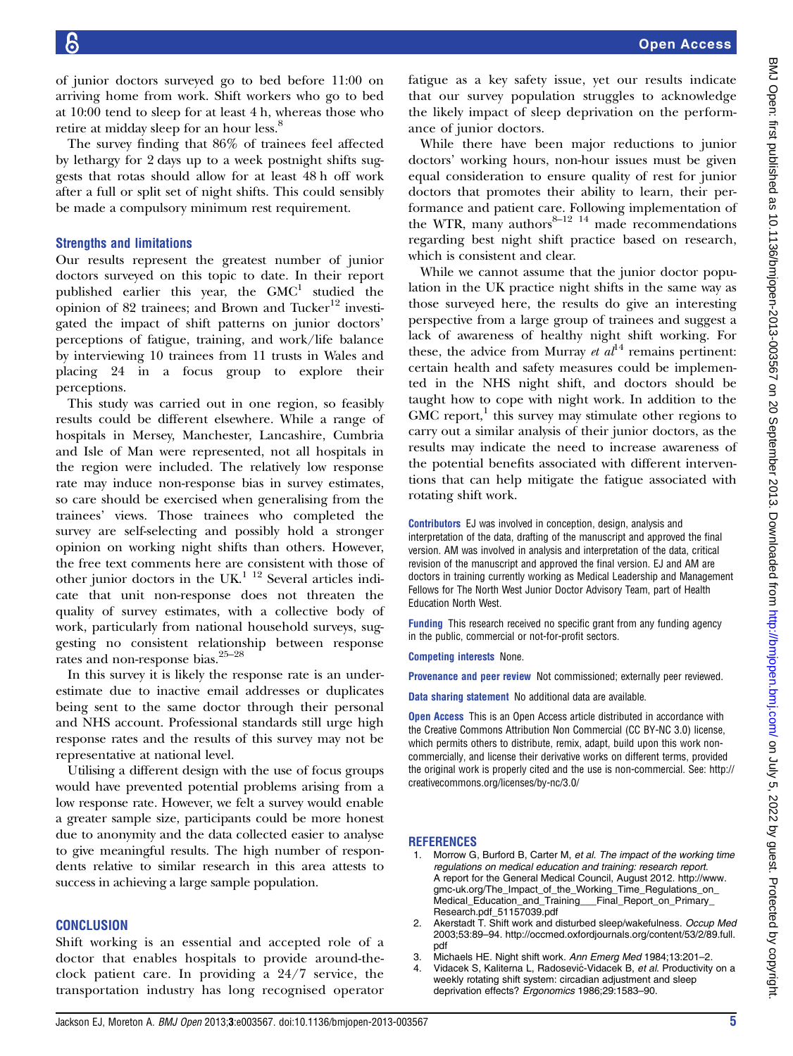of junior doctors surveyed go to bed before 11:00 on arriving home from work. Shift workers who go to bed at 10:00 tend to sleep for at least 4 h, whereas those who retire at midday sleep for an hour less.[8]

The survey finding that 86% of trainees feel affected by lethargy for 2 days up to a week postnight shifts suggests that rotas should allow for at least 48 h off work after a full or split set of night shifts. This could sensibly be made a compulsory minimum rest requirement.

### Strengths and limitations

Our results represent the greatest number of junior doctors surveyed on this topic to date. In their report published earlier this year, the GMC[1] studied the opinion of 82 trainees; and Brown and Tucker[12] investigated the impact of shift patterns on junior doctors' perceptions of fatigue, training, and work/life balance by interviewing 10 trainees from 11 trusts in Wales and placing 24 in a focus group to explore their perceptions.

This study was carried out in one region, so feasibly results could be different elsewhere. While a range of hospitals in Mersey, Manchester, Lancashire, Cumbria and Isle of Man were represented, not all hospitals in the region were included. The relatively low response rate may induce non-response bias in survey estimates, so care should be exercised when generalising from the trainees' views. Those trainees who completed the survey are self-selecting and possibly hold a stronger opinion on working night shifts than others. However, the free text comments here are consistent with those of other junior doctors in the UK.[1,12] Several articles indicate that unit non-response does not threaten the quality of survey estimates, with a collective body of work, particularly from national household surveys, suggesting no consistent relationship between response rates and non-response bias.[25–28]

In this survey it is likely the response rate is an underestimate due to inactive email addresses or duplicates being sent to the same doctor through their personal and NHS account. Professional standards still urge high response rates and the results of this survey may not be representative at national level.

Utilising a different design with the use of focus groups would have prevented potential problems arising from a low response rate. However, we felt a survey would enable a greater sample size, participants could be more honest due to anonymity and the data collected easier to analyse to give meaningful results. The high number of respondents relative to similar research in this area attests to success in achieving a large sample population.

## CONCLUSION

Shift working is an essential and accepted role of a doctor that enables hospitals to provide around-the-clock patient care. In providing a 24/7 service, the transportation industry has long recognised operator fatigue as a key safety issue, yet our results indicate that our survey population struggles to acknowledge the likely impact of sleep deprivation on the performance of junior doctors.

While there have been major reductions to junior doctors' working hours, non-hour issues must be given equal consideration to ensure quality of rest for junior doctors that promotes their ability to learn, their performance and patient care. Following implementation of the WTR, many authors[8–12,14] made recommendations regarding best night shift practice based on research, which is consistent and clear.

While we cannot assume that the junior doctor population in the UK practice night shifts in the same way as those surveyed here, the results do give an interesting perspective from a large group of trainees and suggest a lack of awareness of healthy night shift working. For these, the advice from Murray *et al*[14] remains pertinent: certain health and safety measures could be implemented in the NHS night shift, and doctors should be taught how to cope with night work. In addition to the GMC report,[1] this survey may stimulate other regions to carry out a similar analysis of their junior doctors, as the results may indicate the need to increase awareness of the potential benefits associated with different interventions that can help mitigate the fatigue associated with rotating shift work.

**Contributors** EJ was involved in conception, design, analysis and interpretation of the data, drafting of the manuscript and approved the final version. AM was involved in analysis and interpretation of the data, critical revision of the manuscript and approved the final version. EJ and AM are doctors in training currently working as Medical Leadership and Management Fellows for The North West Junior Doctor Advisory Team, part of Health Education North West.

**Funding** This research received no specific grant from any funding agency in the public, commercial or not-for-profit sectors.

**Competing interests** None.

**Provenance and peer review** Not commissioned; externally peer reviewed.

**Data sharing statement** No additional data are available.

**Open Access** This is an Open Access article distributed in accordance with the Creative Commons Attribution Non Commercial (CC BY-NC 3.0) license, which permits others to distribute, remix, adapt, build upon this work non-commercially, and license their derivative works on different terms, provided the original work is properly cited and the use is non-commercial. See: http://creativecommons.org/licenses/by-nc/3.0/

## REFERENCES

1. Morrow G, Burford B, Carter M, *et al*. *The impact of the working time regulations on medical education and training: research report.* A report for the General Medical Council, August 2012. http://www.gmc-uk.org/The_Impact_of_the_Working_Time_Regulations_on_Medical_Education_and_Training___Final_Report_on_Primary_Research.pdf_51157039.pdf
2. Akerstadt T. Shift work and disturbed sleep/wakefulness. *Occup Med* 2003;53:89–94. http://occmed.oxfordjournals.org/content/53/2/89.full.pdf
3. Michaels HE. Night shift work. *Ann Emerg Med* 1984;13:201–2.
4. Vidacek S, Kaliterna L, Radosević-Vidacek B, *et al*. Productivity on a weekly rotating shift system: circadian adjustment and sleep deprivation effects? *Ergonomics* 1986;29:1583–90.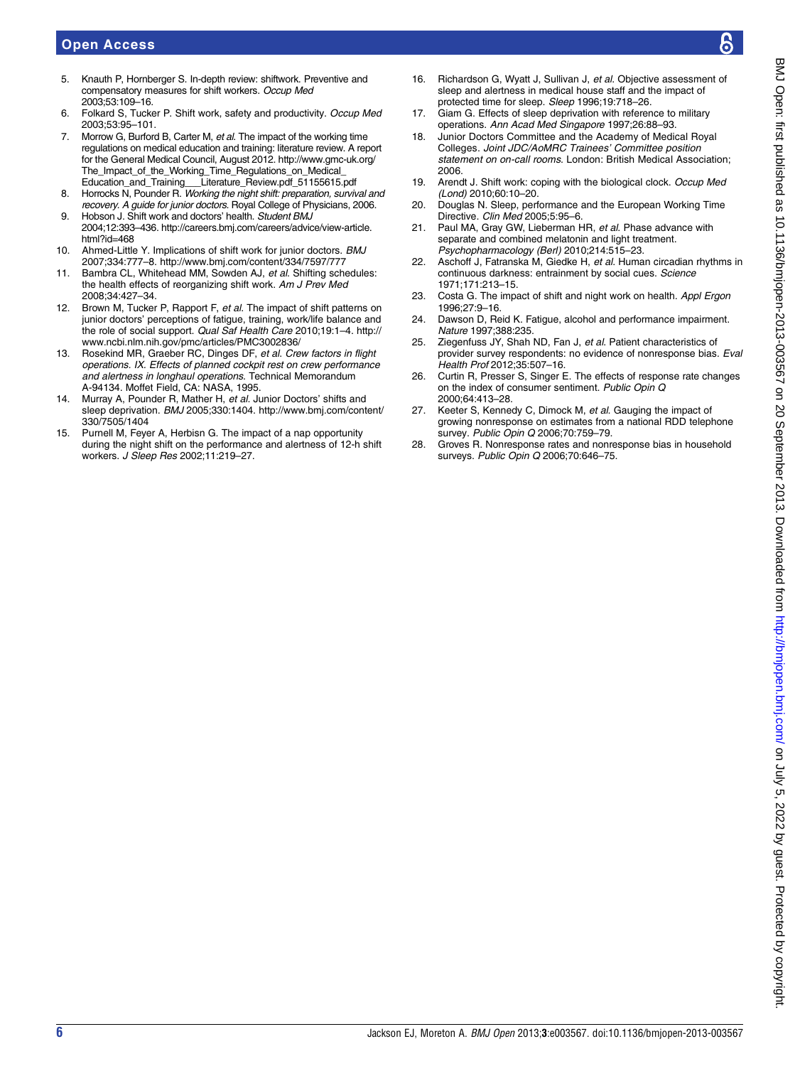5. Knauth P, Hornberger S. In-depth review: shiftwork. Preventive and compensatory measures for shift workers. *Occup Med* 2003;53:109–16.
6. Folkard S, Tucker P. Shift work, safety and productivity. *Occup Med* 2003;53:95–101.
7. Morrow G, Burford B, Carter M, *et al*. The impact of the working time regulations on medical education and training: literature review. A report for the General Medical Council, August 2012. http://www.gmc-uk.org/The_Impact_of_the_Working_Time_Regulations_on_Medical_Education_and_Training___Literature_Review.pdf_51155615.pdf
8. Horrocks N, Pounder R. *Working the night shift: preparation, survival and recovery. A guide for junior doctors*. Royal College of Physicians, 2006.
9. Hobson J. Shift work and doctors' health. *Student BMJ* 2004;12:393–436. http://careers.bmj.com/careers/advice/view-article.html?id=468
10. Ahmed-Little Y. Implications of shift work for junior doctors. *BMJ* 2007;334:777–8. http://www.bmj.com/content/334/7597/777
11. Bambra CL, Whitehead MM, Sowden AJ, *et al*. Shifting schedules: the health effects of reorganizing shift work. *Am J Prev Med* 2008;34:427–34.
12. Brown M, Tucker P, Rapport F, *et al*. The impact of shift patterns on junior doctors' perceptions of fatigue, training, work/life balance and the role of social support. *Qual Saf Health Care* 2010;19:1–4. http://www.ncbi.nlm.nih.gov/pmc/articles/PMC3002836/
13. Rosekind MR, Graeber RC, Dinges DF, *et al*. *Crew factors in flight operations. IX. Effects of planned cockpit rest on crew performance and alertness in longhaul operations*. Technical Memorandum A-94134. Moffet Field, CA: NASA, 1995.
14. Murray A, Pounder R, Mather H, *et al*. Junior Doctors' shifts and sleep deprivation. *BMJ* 2005;330:1404. http://www.bmj.com/content/330/7505/1404
15. Purnell M, Feyer A, Herbisn G. The impact of a nap opportunity during the night shift on the performance and alertness of 12-h shift workers. *J Sleep Res* 2002;11:219–27.
16. Richardson G, Wyatt J, Sullivan J, *et al*. Objective assessment of sleep and alertness in medical house staff and the impact of protected time for sleep. *Sleep* 1996;19:718–26.
17. Giam G. Effects of sleep deprivation with reference to military operations. *Ann Acad Med Singapore* 1997;26:88–93.
18. Junior Doctors Committee and the Academy of Medical Royal Colleges. *Joint JDC/AoMRC Trainees' Committee position statement on on-call rooms*. London: British Medical Association; 2006.
19. Arendt J. Shift work: coping with the biological clock. *Occup Med (Lond)* 2010;60:10–20.
20. Douglas N. Sleep, performance and the European Working Time Directive. *Clin Med* 2005;5:95–6.
21. Paul MA, Gray GW, Lieberman HR, *et al*. Phase advance with separate and combined melatonin and light treatment. *Psychopharmacology (Berl)* 2010;214:515–23.
22. Aschoff J, Fatranska M, Giedke H, *et al*. Human circadian rhythms in continuous darkness: entrainment by social cues. *Science* 1971;171:213–15.
23. Costa G. The impact of shift and night work on health. *Appl Ergon* 1996;27:9–16.
24. Dawson D, Reid K. Fatigue, alcohol and performance impairment. *Nature* 1997;388:235.
25. Ziegenfuss JY, Shah ND, Fan J, *et al*. Patient characteristics of provider survey respondents: no evidence of nonresponse bias. *Eval Health Prof* 2012;35:507–16.
26. Curtin R, Presser S, Singer E. The effects of response rate changes on the index of consumer sentiment. *Public Opin Q* 2000;64:413–28.
27. Keeter S, Kennedy C, Dimock M, *et al*. Gauging the impact of growing nonresponse on estimates from a national RDD telephone survey. *Public Opin Q* 2006;70:759–79.
28. Groves R. Nonresponse rates and nonresponse bias in household surveys. *Public Opin Q* 2006;70:646–75.